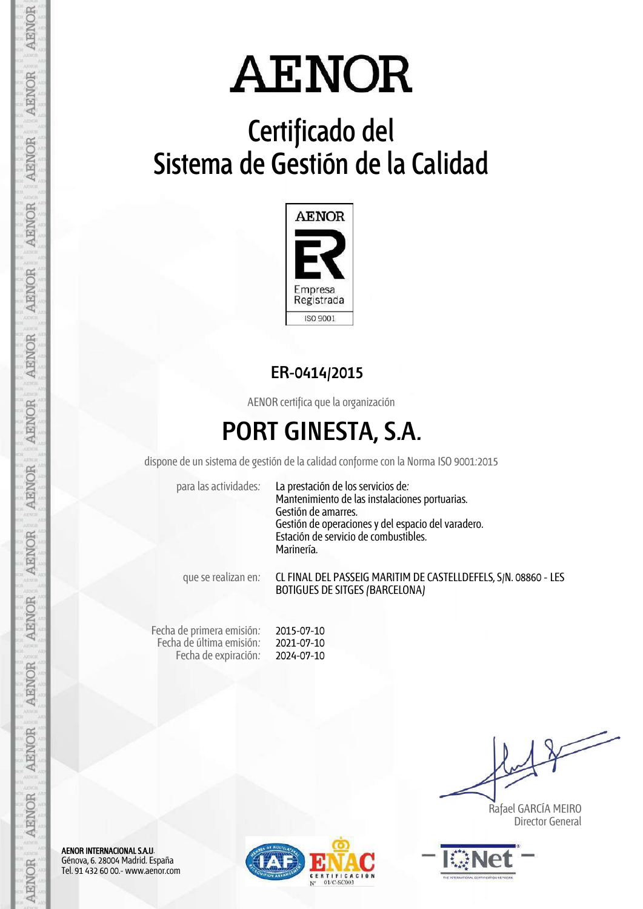# AENOR

## Certificado del Sistema de Gestión de la Calidad

AENOR

Empresa Registrada

ISO 9001

**ER-0414/2015**

AENOR certifica que la organización

# PORT GINESTA, S.A.

dispone de un sistema de gestión de la calidad conforme con la Norma ISO 9001:2015

| | |
|---|---|
| para las actividades: | La prestación de los servicios de: Mantenimiento de las instalaciones portuarias. Gestión de amarres. Gestión de operaciones y del espacio del varadero. Estación de servicio de combustibles. Marinería. |
| que se realizan en: | CL FINAL DEL PASSEIG MARITIM DE CASTELLDEFELS, S/N. 08860 - LES BOTIGUES DE SITGES (BARCELONA) |

| | |
|---|---|
| Fecha de primera emisión: | 2015-07-10 |
| Fecha de última emisión: | 2021-07-10 |
| Fecha de expiración: | 2024-07-10 |

Rafael GARCÍA MEIRO
Director General

**AENOR INTERNACIONAL S.A.U.**
Génova, 6. 28004 Madrid. España
Tel. 91 432 60 00.- www.aenor.com

ENAC CERTIFICACIÓN Nº 01/C-SC003

IQNet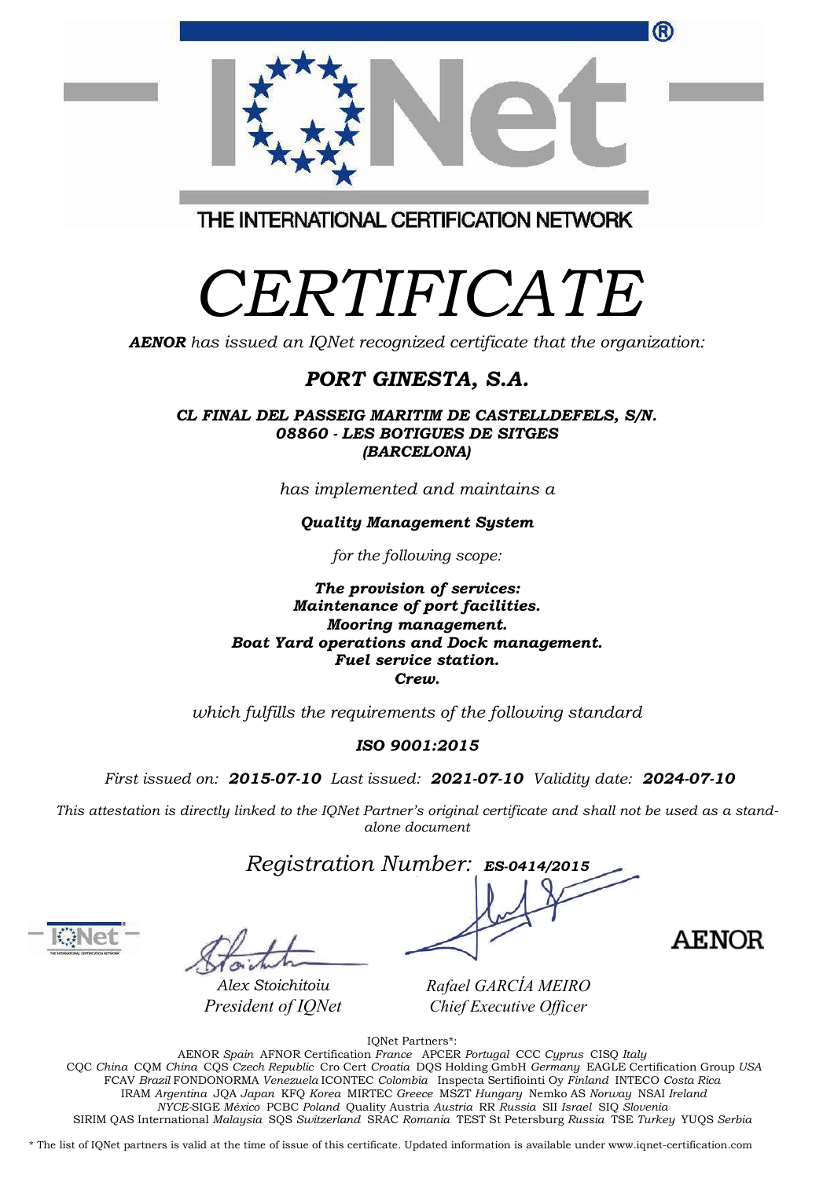THE INTERNATIONAL CERTIFICATION NETWORK

# *CERTIFICATE*

***AENOR*** *has issued an IQNet recognized certificate that the organization:*

## ***PORT GINESTA, S.A.***

***CL FINAL DEL PASSEIG MARITIM DE CASTELLDEFELS, S/N.***
***08860 - LES BOTIGUES DE SITGES***
***(BARCELONA)***

*has implemented and maintains a*

***Quality Management System***

*for the following scope:*

***The provision of services:***
***Maintenance of port facilities.***
***Mooring management.***
***Boat Yard operations and Dock management.***
***Fuel service station.***
***Crew.***

*which fulfills the requirements of the following standard*

***ISO 9001:2015***

*First issued on:* ***2015-07-10*** *Last issued:* ***2021-07-10*** *Validity date:* ***2024-07-10***

*This attestation is directly linked to the IQNet Partner's original certificate and shall not be used as a stand-alone document*

*Registration Number:* ***ES-0414/2015***

*Alex Stoichitoiu*
*President of IQNet*

*Rafael GARCÍA MEIRO*
*Chief Executive Officer*

AENOR

IQNet Partners*:

AENOR *Spain* AFNOR Certification *France* APCER *Portugal* CCC *Cyprus* CISQ *Italy*
CQC *China* CQM *China* CQS *Czech Republic* Cro Cert *Croatia* DQS Holding GmbH *Germany* EAGLE Certification Group *USA*
FCAV *Brazil* FONDONORMA *Venezuela* ICONTEC *Colombia* Inspecta Sertifiointi Oy *Finland* INTECO *Costa Rica*
IRAM *Argentina* JQA *Japan* KFQ *Korea* MIRTEC *Greece* MSZT *Hungary* Nemko AS *Norway* NSAI *Ireland*
*NYCE*-SIGE *México* PCBC *Poland* Quality Austria *Austria* RR *Russia* SII *Israel* SIQ *Slovenia*
SIRIM QAS International *Malaysia* SQS *Switzerland* SRAC *Romania* TEST St Petersburg *Russia* TSE *Turkey* YUQS *Serbia*

* The list of IQNet partners is valid at the time of issue of this certificate. Updated information is available under www.iqnet-certification.com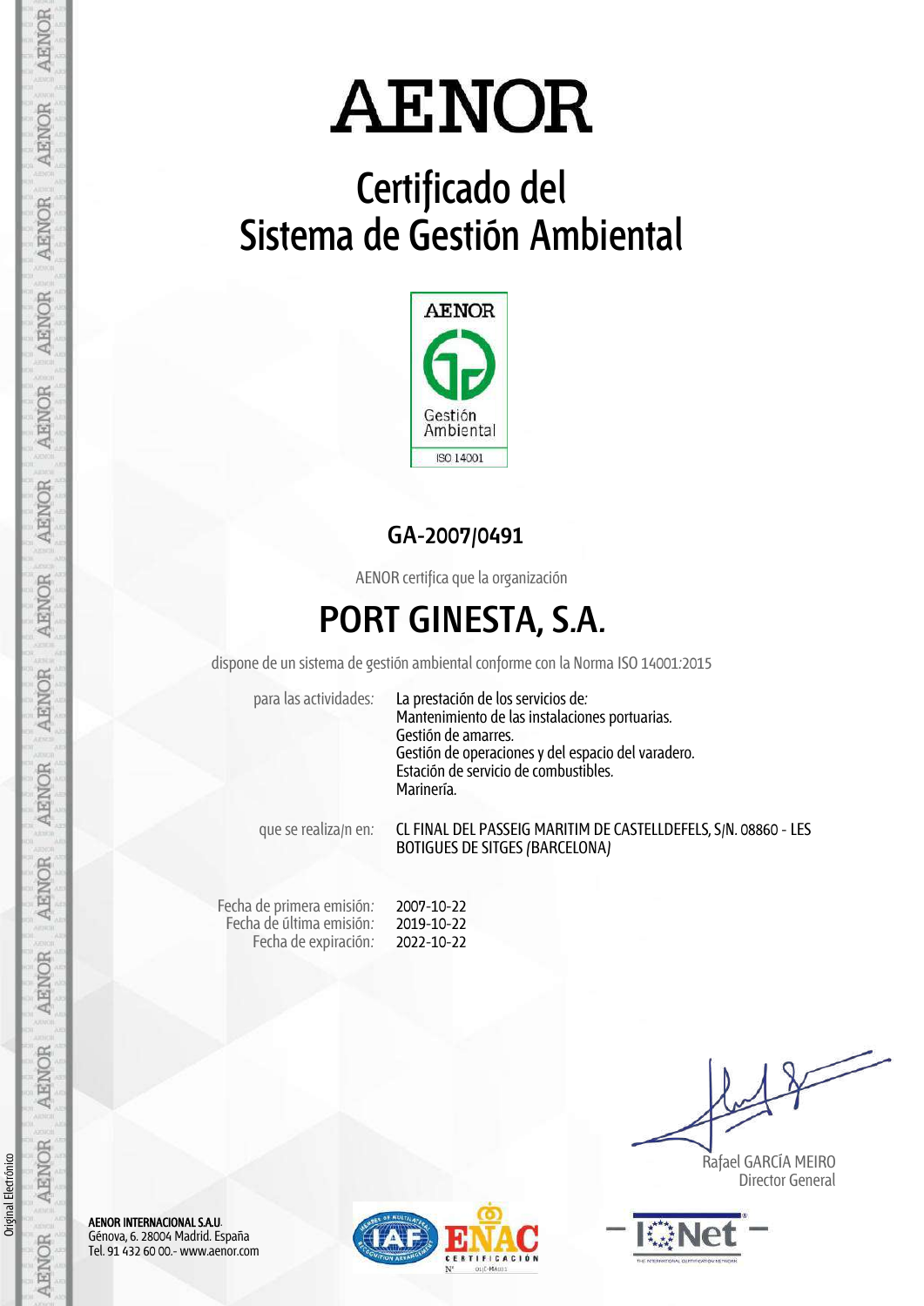# AENOR

## Certificado del Sistema de Gestión Ambiental

AENOR

Gestión Ambiental

ISO 14001

### GA-2007/0491

AENOR certifica que la organización

## PORT GINESTA, S.A.

dispone de un sistema de gestión ambiental conforme con la Norma ISO 14001:2015

| | |
|---|---|
| para las actividades: | La prestación de los servicios de:<br>Mantenimiento de las instalaciones portuarias.<br>Gestión de amarres.<br>Gestión de operaciones y del espacio del varadero.<br>Estación de servicio de combustibles.<br>Marinería. |
| que se realiza/n en: | CL FINAL DEL PASSEIG MARITIM DE CASTELLDEFELS, S/N. 08860 - LES BOTIGUES DE SITGES (BARCELONA) |

| | |
|---|---|
| Fecha de primera emisión: | 2007-10-22 |
| Fecha de última emisión: | 2019-10-22 |
| Fecha de expiración: | 2022-10-22 |

Rafael GARCÍA MEIRO
Director General

**AENOR INTERNACIONAL S.A.U.**
Génova, 6. 28004 Madrid. España
Tel. 91 432 60 00.- www.aenor.com

ENAC CERTIFICACIÓN Nº 01/C-MA001

IQNet THE INTERNATIONAL CERTIFICATION NETWORK

Original Electrónico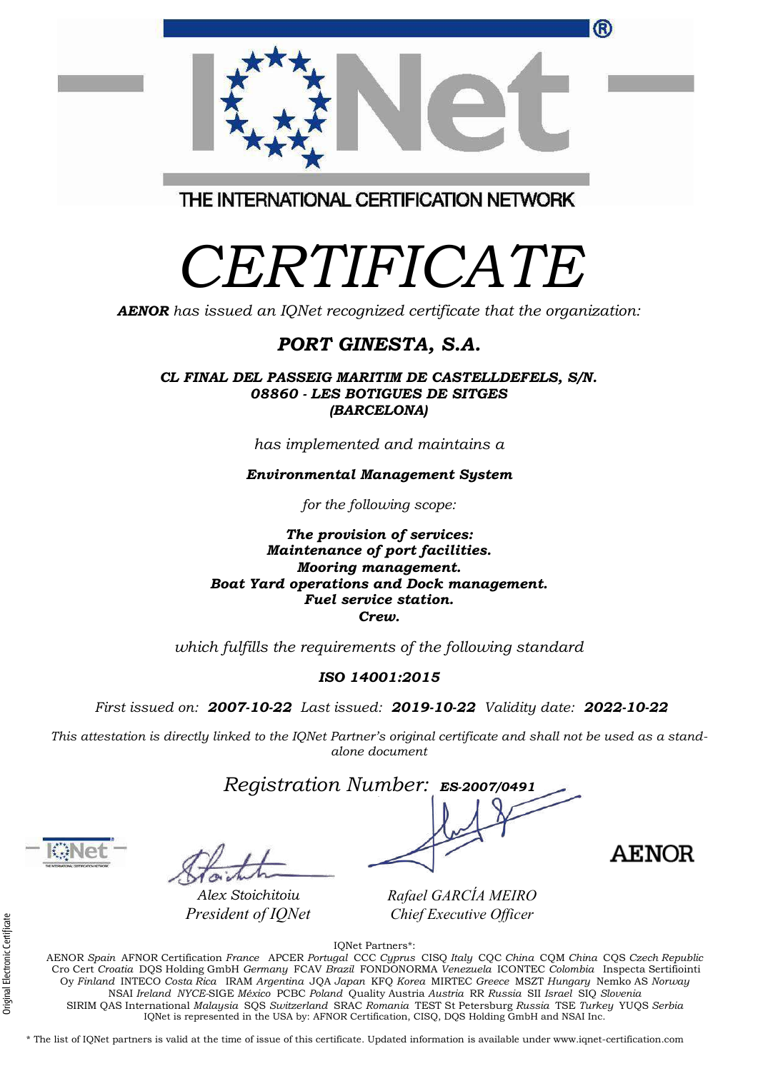THE INTERNATIONAL CERTIFICATION NETWORK

# CERTIFICATE

***AENOR*** *has issued an IQNet recognized certificate that the organization:*

## *PORT GINESTA, S.A.*

***CL FINAL DEL PASSEIG MARITIM DE CASTELLDEFELS, S/N.***
***08860 - LES BOTIGUES DE SITGES***
***(BARCELONA)***

*has implemented and maintains a*

***Environmental Management System***

*for the following scope:*

***The provision of services:***
***Maintenance of port facilities.***
***Mooring management.***
***Boat Yard operations and Dock management.***
***Fuel service station.***
***Crew.***

*which fulfills the requirements of the following standard*

***ISO 14001:2015***

*First issued on:* ***2007-10-22*** *Last issued:* ***2019-10-22*** *Validity date:* ***2022-10-22***

*This attestation is directly linked to the IQNet Partner's original certificate and shall not be used as a stand-alone document*

*Registration Number:* ***ES-2007/0491***

*Alex Stoichitoiu*
*President of IQNet*

*Rafael GARCÍA MEIRO*
*Chief Executive Officer*

AENOR

IQNet Partners*:
AENOR *Spain* AFNOR Certification *France* APCER *Portugal* CCC *Cyprus* CISQ *Italy* CQC *China* CQM *China* CQS *Czech Republic* Cro Cert *Croatia* DQS Holding GmbH *Germany* FCAV *Brazil* FONDONORMA *Venezuela* ICONTEC *Colombia* Inspecta Sertifiointi Oy *Finland* INTECO *Costa Rica* IRAM *Argentina* JQA *Japan* KFQ *Korea* MIRTEC *Greece* MSZT *Hungary* Nemko AS *Norway* NSAI *Ireland* *NYCE*-SIGE *México* PCBC *Poland* Quality Austria *Austria* RR *Russia* SII *Israel* SIQ *Slovenia* SIRIM QAS International *Malaysia* SQS *Switzerland* SRAC *Romania* TEST St Petersburg *Russia* TSE *Turkey* YUQS *Serbia*
IQNet is represented in the USA by: AFNOR Certification, CISQ, DQS Holding GmbH and NSAI Inc.

\* The list of IQNet partners is valid at the time of issue of this certificate. Updated information is available under www.iqnet-certification.com

Original Electronic Certificate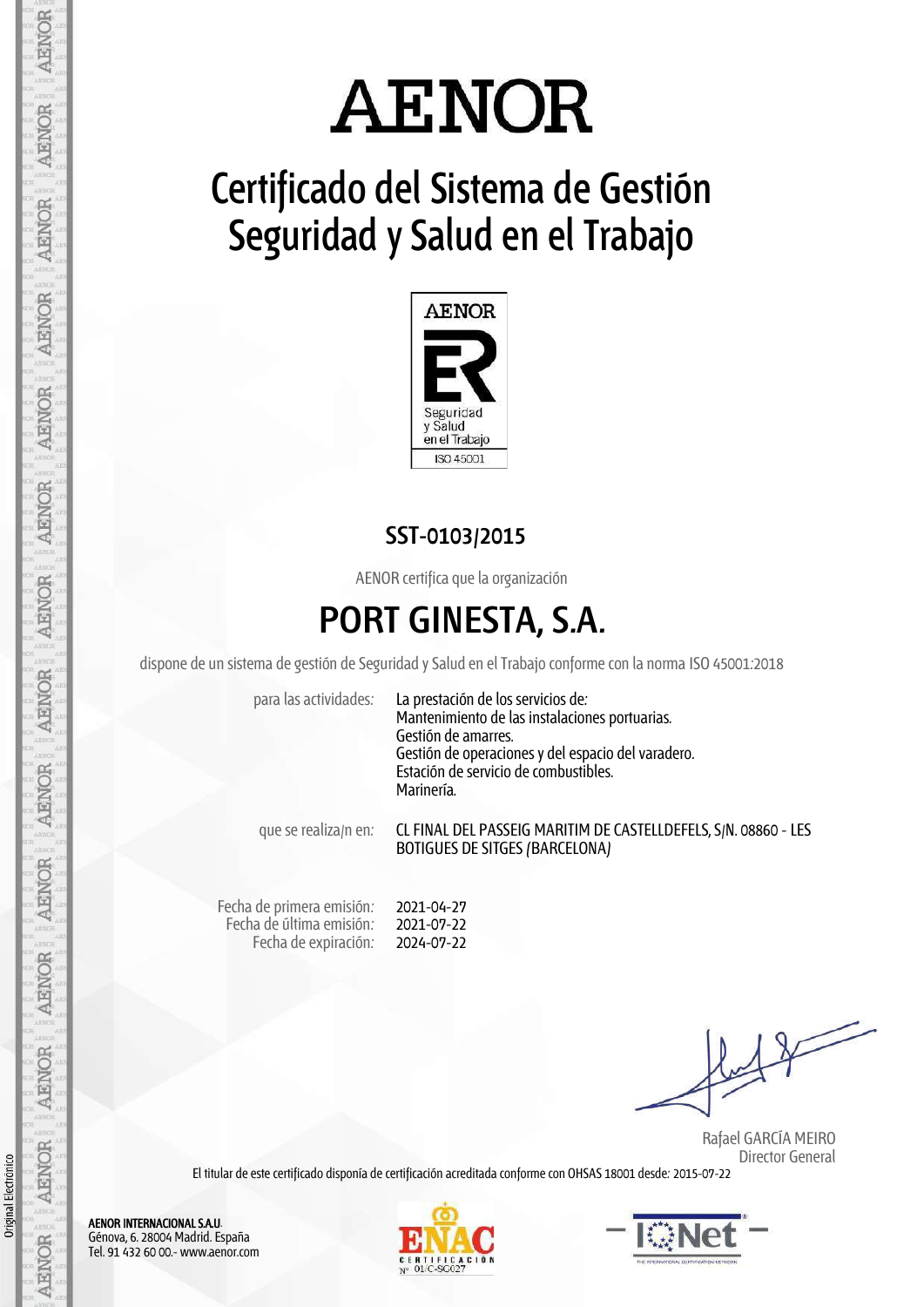# AENOR

## Certificado del Sistema de Gestión Seguridad y Salud en el Trabajo

AENOR
Seguridad y Salud en el Trabajo
ISO 45001

**SST-0103/2015**

AENOR certifica que la organización

# PORT GINESTA, S.A.

dispone de un sistema de gestión de Seguridad y Salud en el Trabajo conforme con la norma ISO 45001:2018

| | |
|---|---|
| para las actividades: | La prestación de los servicios de: Mantenimiento de las instalaciones portuarias. Gestión de amarres. Gestión de operaciones y del espacio del varadero. Estación de servicio de combustibles. Marinería. |
| que se realiza/n en: | CL FINAL DEL PASSEIG MARITIM DE CASTELLDEFELS, S/N. 08860 - LES BOTIGUES DE SITGES (BARCELONA) |
| Fecha de primera emisión: | 2021-04-27 |
| Fecha de última emisión: | 2021-07-22 |
| Fecha de expiración: | 2024-07-22 |

Rafael GARCÍA MEIRO
Director General

El titular de este certificado disponía de certificación acreditada conforme con OHSAS 18001 desde: 2015-07-22

**AENOR INTERNACIONAL S.A.U.**
Génova, 6. 28004 Madrid. España
Tel. 91 432 60 00.- www.aenor.com

ENAC CERTIFICACIÓN Nº 01/C-SG027

IQNet

Original Electrónico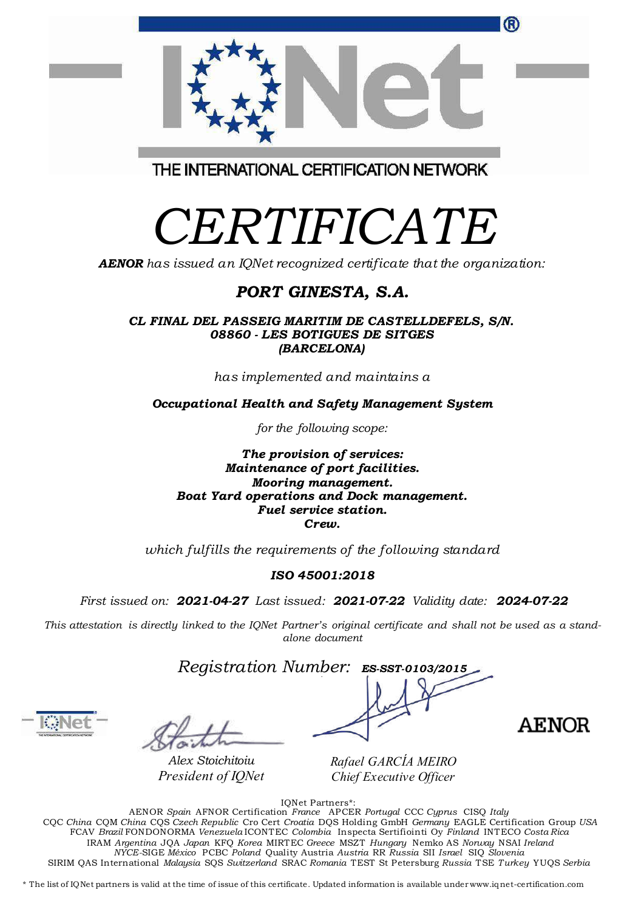THE INTERNATIONAL CERTIFICATION NETWORK

# CERTIFICATE

***AENOR*** *has issued an IQNet recognized certificate that the organization:*

## *PORT GINESTA, S.A.*

***CL FINAL DEL PASSEIG MARITIM DE CASTELLDEFELS, S/N.***
***08860 - LES BOTIGUES DE SITGES***
***(BARCELONA)***

*has implemented and maintains a*

***Occupational Health and Safety Management System***

*for the following scope:*

***The provision of services:***
***Maintenance of port facilities.***
***Mooring management.***
***Boat Yard operations and Dock management.***
***Fuel service station.***
***Crew.***

*which fulfills the requirements of the following standard*

***ISO 45001:2018***

*First issued on:* ***2021-04-27*** *Last issued:* ***2021-07-22*** *Validity date:* ***2024-07-22***

*This attestation is directly linked to the IQNet Partner's original certificate and shall not be used as a stand-alone document*

*Registration Number:* ***ES-SST-0103/2015***

*Alex Stoichitoiu*
*President of IQNet*

*Rafael GARCÍA MEIRO*
*Chief Executive Officer*

AENOR

IQNet Partners*:
AENOR *Spain* AFNOR Certification *France* APCER *Portugal* CCC *Cyprus* CISQ *Italy*
CQC *China* CQM *China* CQS *Czech Republic* Cro Cert *Croatia* DQS Holding GmbH *Germany* EAGLE Certification Group *USA*
FCAV *Brazil* FONDONORMA *Venezuela* ICONTEC *Colombia* Inspecta Sertifiointi Oy *Finland* INTECO *Costa Rica*
IRAM *Argentina* JQA *Japan* KFQ *Korea* MIRTEC *Greece* MSZT *Hungary* Nemko AS *Norway* NSAI *Ireland*
*NYCE*-SIGE *México* PCBC *Poland* Quality Austria *Austria* RR *Russia* SII *Israel* SIQ *Slovenia*
SIRIM QAS International *Malaysia* SQS *Switzerland* SRAC *Romania* TEST St Petersburg *Russia* TSE *Turkey* YUQS *Serbia*

* The list of IQNet partners is valid at the time of issue of this certificate. Updated information is available under www.iqnet-certification.com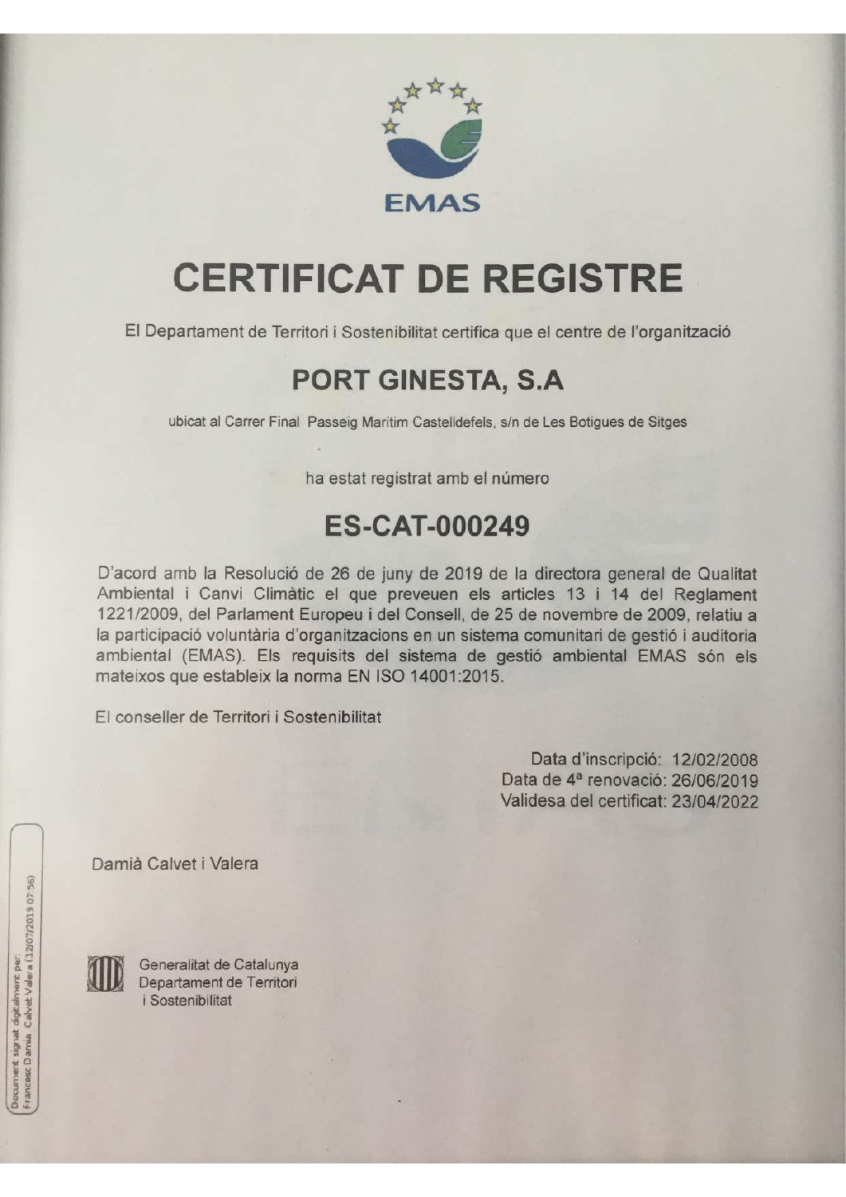EMAS

# CERTIFICAT DE REGISTRE

El Departament de Territori i Sostenibilitat certifica que el centre de l'organització

## PORT GINESTA, S.A

ubicat al Carrer Final Passeig Marítim Castelldefels, s/n de Les Botigues de Sitges

ha estat registrat amb el número

## ES-CAT-000249

D'acord amb la Resolució de 26 de juny de 2019 de la directora general de Qualitat Ambiental i Canvi Climàtic el que preveuen els articles 13 i 14 del Reglament 1221/2009, del Parlament Europeu i del Consell, de 25 de novembre de 2009, relatiu a la participació voluntària d'organitzacions en un sistema comunitari de gestió i auditoria ambiental (EMAS). Els requisits del sistema de gestió ambiental EMAS són els mateixos que estableix la norma EN ISO 14001:2015.

El conseller de Territori i Sostenibilitat

Data d'inscripció: 12/02/2008
Data de 4ª renovació: 26/06/2019
Validesa del certificat: 23/04/2022

Damià Calvet i Valera

Document signat digitalment per: Francesc Damià Calvet Valera (12/07/2019 07:56)

Generalitat de Catalunya
Departament de Territori i Sostenibilitat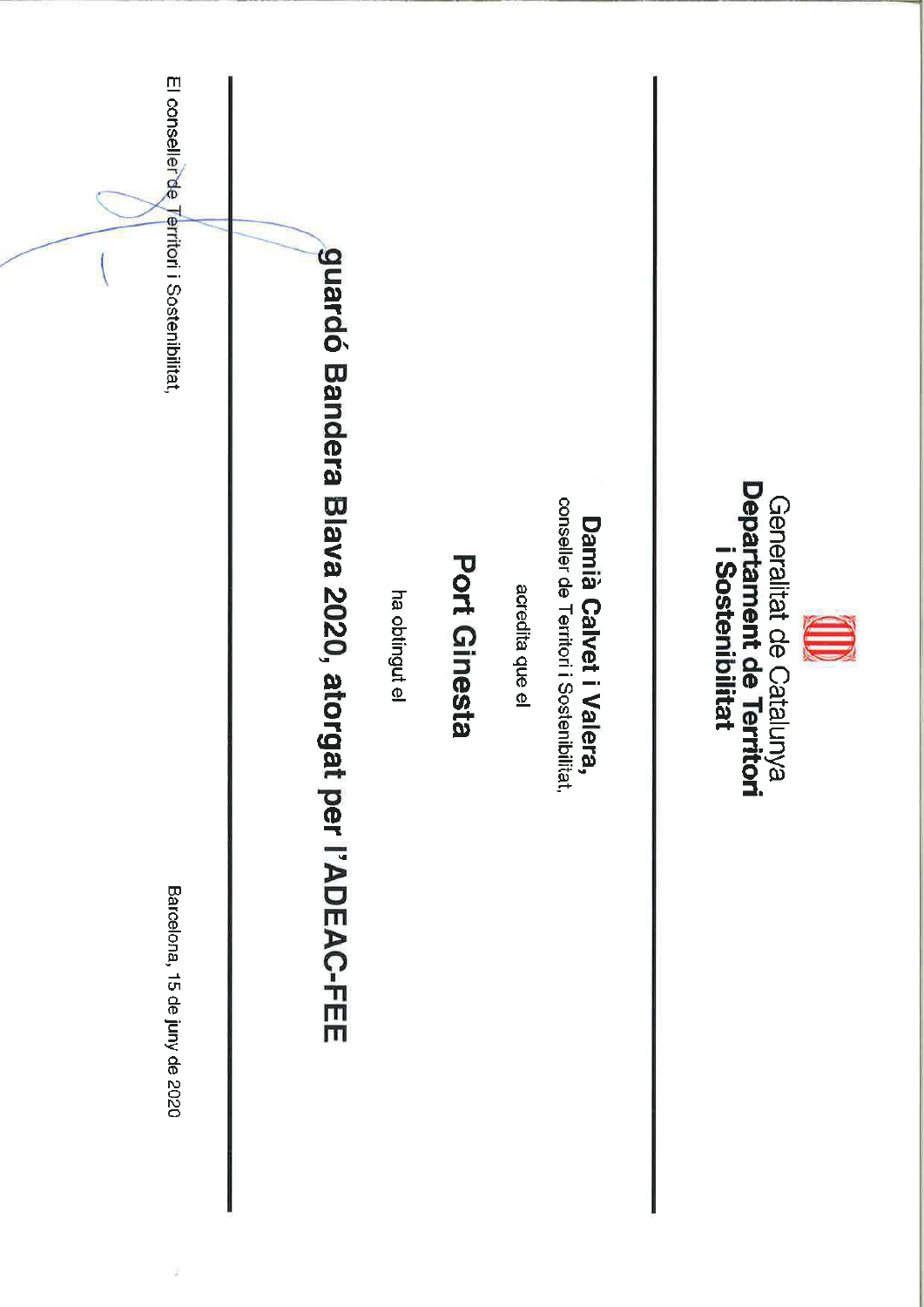Generalitat de Catalunya
**Departament de Territori i Sostenibilitat**

**Damià Calvet i Valera,**
conseller de Territori i Sostenibilitat,

acredita que el

**Port Ginesta**

ha obtingut el

**guardó Bandera Blava 2020, atorgat per l'ADEAC-FEE**

El conseller de Territori i Sostenibilitat,

Barcelona, 15 de juny de 2020